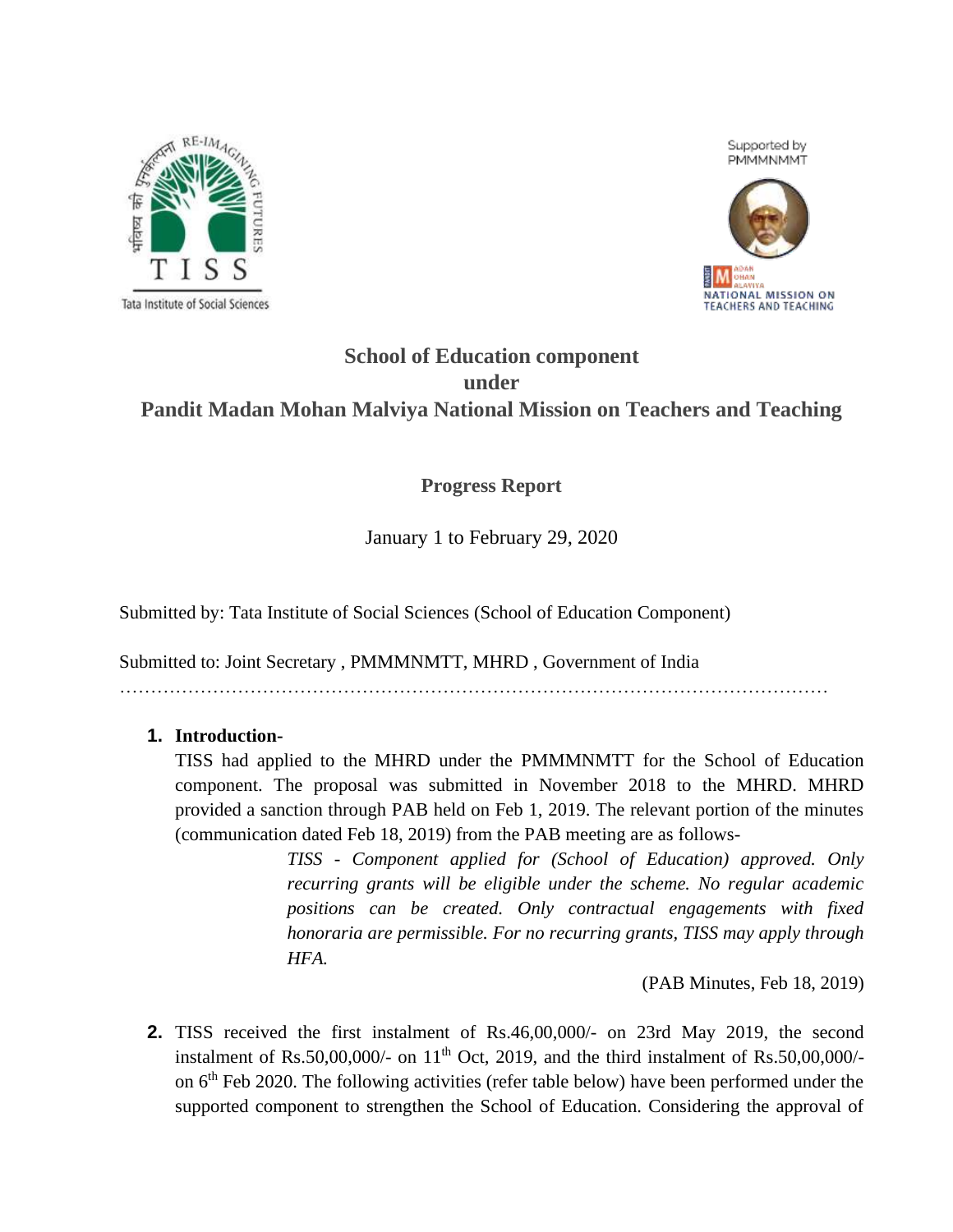# School of Education component under Pandit Madan Mohan Malviya National Mission on Teachers and Teaching

## Progress Report

January 1 to February 29, 2020

Submitted by: Tata Institute of Social Sciences (School of Education Component)

Submitted to: Joint Secretary , PMMMNMTT, MHRD , Government of India

…………………………………………………………………………………………………

1. **Introduction-**

   TISS had applied to the MHRD under the PMMMNMTT for the School of Education component. The proposal was submitted in November 2018 to the MHRD. MHRD provided a sanction through PAB held on Feb 1, 2019. The relevant portion of the minutes (communication dated Feb 18, 2019) from the PAB meeting are as follows-

   > *TISS - Component applied for (School of Education) approved. Only recurring grants will be eligible under the scheme. No regular academic positions can be created. Only contractual engagements with fixed honoraria are permissible. For no recurring grants, TISS may apply through HFA.*
   >
   > (PAB Minutes, Feb 18, 2019)

2. TISS received the first instalment of Rs.46,00,000/- on 23rd May 2019, the second instalment of Rs.50,00,000/- on 11th Oct, 2019, and the third instalment of Rs.50,00,000/- on 6th Feb 2020. The following activities (refer table below) have been performed under the supported component to strengthen the School of Education. Considering the approval of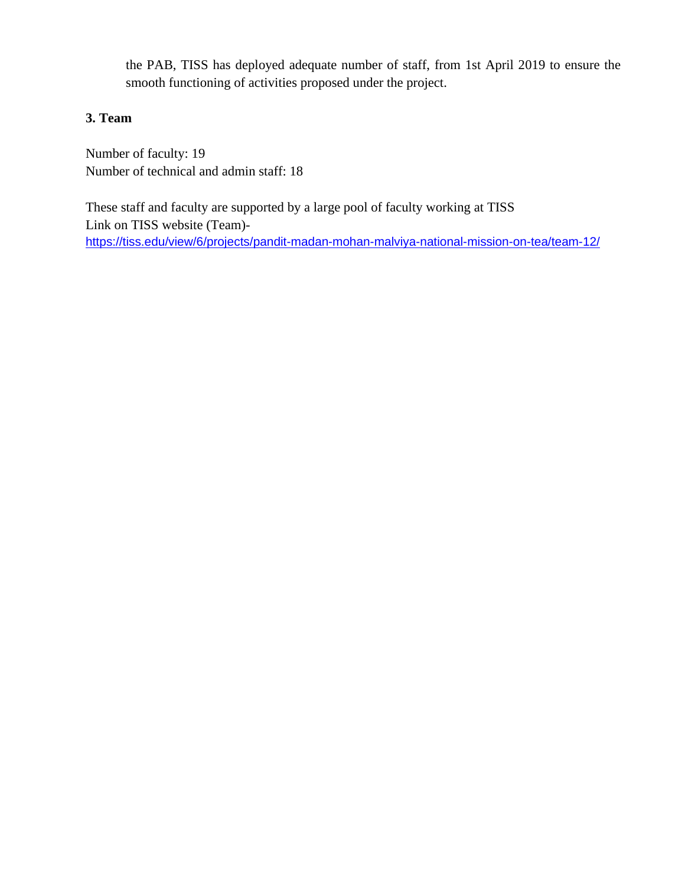the PAB, TISS has deployed adequate number of staff, from 1st April 2019 to ensure the smooth functioning of activities proposed under the project.

**3. Team**

Number of faculty: 19
Number of technical and admin staff: 18

These staff and faculty are supported by a large pool of faculty working at TISS
Link on TISS website (Team)-
https://tiss.edu/view/6/projects/pandit-madan-mohan-malviya-national-mission-on-tea/team-12/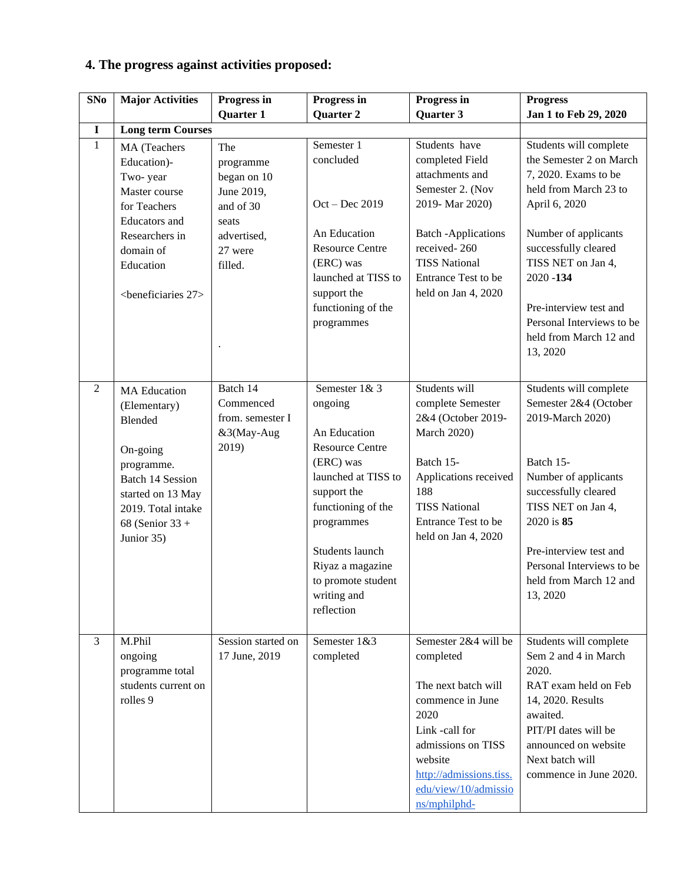## 4. The progress against activities proposed:

| SNo | Major Activities | Progress in Quarter 1 | Progress in Quarter 2 | Progress in Quarter 3 | Progress Jan 1 to Feb 29, 2020 |
|---|---|---|---|---|---|
| **I** | **Long term Courses** | | | | |
| 1 | MA (Teachers Education)- Two- year Master course for Teachers Educators and Researchers in domain of Education<br><br><beneficiaries 27> | The programme began on 10 June 2019, and of 30 seats advertised, 27 were filled.<br><br>. | Semester 1 concluded<br><br>Oct – Dec 2019<br><br>An Education Resource Centre (ERC) was launched at TISS to support the functioning of the programmes | Students have completed Field attachments and Semester 2. (Nov 2019- Mar 2020)<br><br>Batch -Applications received- 260<br>TISS National Entrance Test to be held on Jan 4, 2020 | Students will complete the Semester 2 on March 7, 2020. Exams to be held from March 23 to April 6, 2020<br><br>Number of applicants successfully cleared TISS NET on Jan 4, 2020 -**134**<br><br>Pre-interview test and Personal Interviews to be held from March 12 and 13, 2020 |
| 2 | MA Education (Elementary) Blended<br><br>On-going programme. Batch 14 Session started on 13 May 2019. Total intake 68 (Senior 33 + Junior 35) | Batch 14 Commenced from. semester I &3(May-Aug 2019) | Semester 1& 3 ongoing<br><br>An Education Resource Centre (ERC) was launched at TISS to support the functioning of the programmes<br><br>Students launch Riyaz a magazine to promote student writing and reflection | Students will complete Semester 2&4 (October 2019- March 2020)<br><br>Batch 15- Applications received 188<br>TISS National Entrance Test to be held on Jan 4, 2020 | Students will complete Semester 2&4 (October 2019-March 2020)<br><br>Batch 15- Number of applicants successfully cleared TISS NET on Jan 4, 2020 is **85**<br><br>Pre-interview test and Personal Interviews to be held from March 12 and 13, 2020 |
| 3 | M.Phil ongoing programme total students current on rolles 9 | Session started on 17 June, 2019 | Semester 1&3 completed | Semester 2&4 will be completed<br><br>The next batch will commence in June 2020<br>Link -call for admissions on TISS website<br>[http://admissions.tiss.edu/view/10/admissions/mphilphd-](http://admissions.tiss.edu/view/10/admissions/mphilphd-) | Students will complete Sem 2 and 4 in March 2020.<br>RAT exam held on Feb 14, 2020. Results awaited.<br>PIT/PI dates will be announced on website<br>Next batch will commence in June 2020. |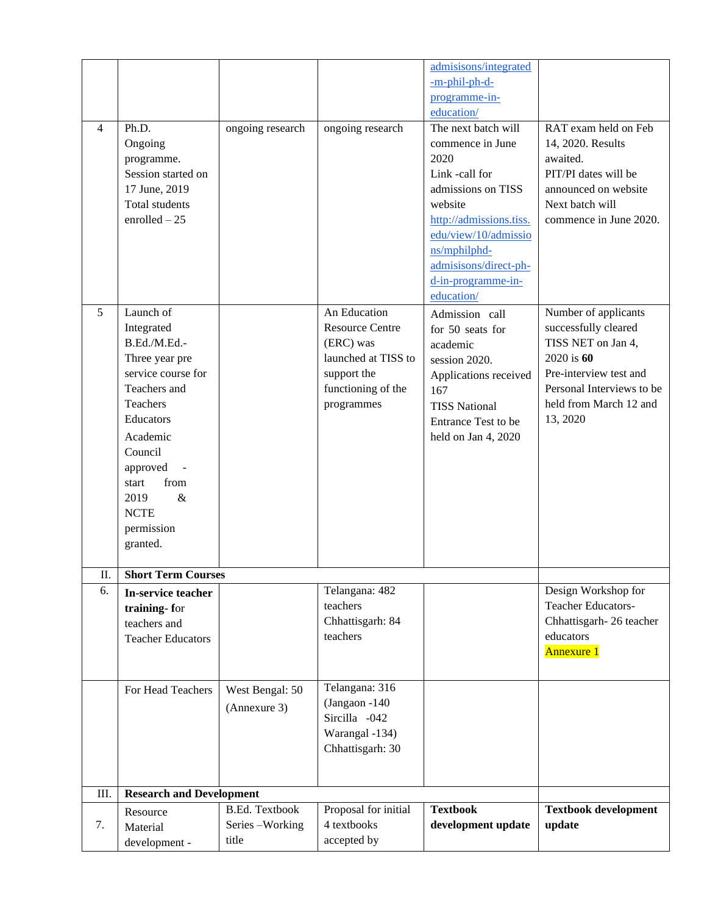| | | | | | |
|---|---|---|---|---|---|
| | | | | admisisons/integrated-m-phil-ph-d-programme-in-education/ | |
| 4 | Ph.D. Ongoing programme. Session started on 17 June, 2019 Total students enrolled – 25 | ongoing research | ongoing research | The next batch will commence in June 2020 Link -call for admissions on TISS website http://admissions.tiss.edu/view/10/admissions/mphilphd-admisisons/direct-ph-d-in-programme-in-education/ | RAT exam held on Feb 14, 2020. Results awaited. PIT/PI dates will be announced on website Next batch will commence in June 2020. |
| 5 | Launch of Integrated B.Ed./M.Ed.- Three year pre service course for Teachers and Teachers Educators Academic Council approved - start from 2019 & NCTE permission granted. | | An Education Resource Centre (ERC) was launched at TISS to support the functioning of the programmes | Admission call for 50 seats for academic session 2020. Applications received 167 TISS National Entrance Test to be held on Jan 4, 2020 | Number of applicants successfully cleared TISS NET on Jan 4, 2020 is **60** Pre-interview test and Personal Interviews to be held from March 12 and 13, 2020 |
| II. | **Short Term Courses** | | | | |
| 6. | **In-service teacher training- f**or teachers and Teacher Educators | | Telangana: 482 teachers Chhattisgarh: 84 teachers | | Design Workshop for Teacher Educators- Chhattisgarh- 26 teacher educators Annexure 1 |
| | For Head Teachers | West Bengal: 50 (Annexure 3) | Telangana: 316 (Jangaon -140 Sircilla -042 Warangal -134) Chhattisgarh: 30 | | |
| III. | **Research and Development** | | | | |
| 7. | Resource Material development - | B.Ed. Textbook Series –Working title | Proposal for initial 4 textbooks accepted by | **Textbook development update** | **Textbook development update** |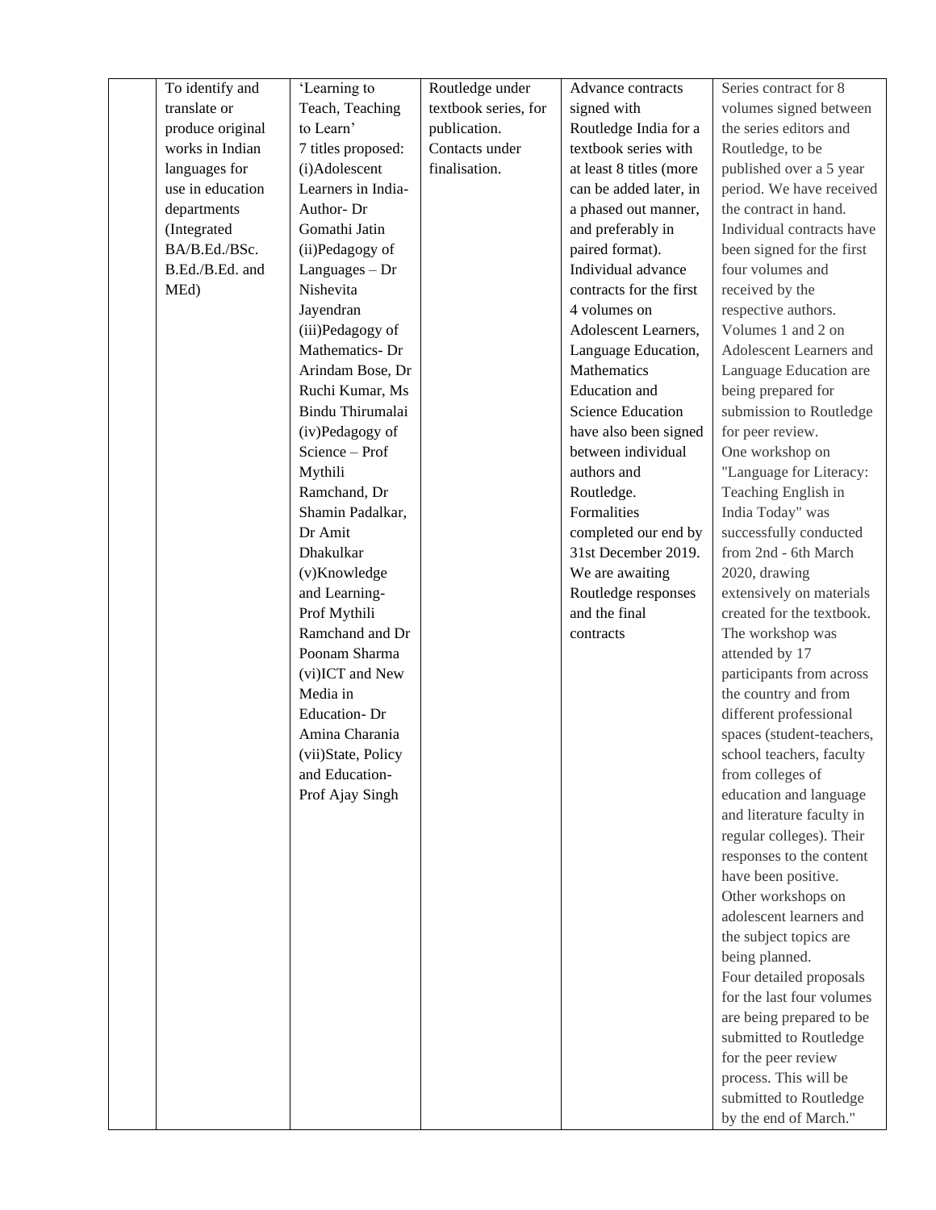| | | | | | |
|---|---|---|---|---|---|
| | To identify and translate or produce original works in Indian languages for use in education departments (Integrated BA/B.Ed./BSc. B.Ed./B.Ed. and MEd) | 'Learning to Teach, Teaching to Learn'<br>7 titles proposed:<br>(i)Adolescent Learners in India- Author- Dr Gomathi Jatin<br>(ii)Pedagogy of Languages – Dr Nishevita Jayendran<br>(iii)Pedagogy of Mathematics- Dr Arindam Bose, Dr Ruchi Kumar, Ms Bindu Thirumalai<br>(iv)Pedagogy of Science – Prof Mythili Ramchand, Dr Shamin Padalkar, Dr Amit Dhakulkar<br>(v)Knowledge and Learning- Prof Mythili Ramchand and Dr Poonam Sharma<br>(vi)ICT and New Media in Education- Dr Amina Charania<br>(vii)State, Policy and Education- Prof Ajay Singh | Routledge under textbook series, for publication. Contacts under finalisation. | Advance contracts signed with Routledge India for a textbook series with at least 8 titles (more can be added later, in a phased out manner, and preferably in paired format). Individual advance contracts for the first 4 volumes on Adolescent Learners, Language Education, Mathematics Education and Science Education have also been signed between individual authors and Routledge. Formalities completed our end by 31st December 2019. We are awaiting Routledge responses and the final contracts | Series contract for 8 volumes signed between the series editors and Routledge, to be published over a 5 year period. We have received the contract in hand. Individual contracts have been signed for the first four volumes and received by the respective authors. Volumes 1 and 2 on Adolescent Learners and Language Education are being prepared for submission to Routledge for peer review.<br>One workshop on "Language for Literacy: Teaching English in India Today" was successfully conducted from 2nd - 6th March 2020, drawing extensively on materials created for the textbook. The workshop was attended by 17 participants from across the country and from different professional spaces (student-teachers, school teachers, faculty from colleges of education and language and literature faculty in regular colleges). Their responses to the content have been positive.<br>Other workshops on adolescent learners and the subject topics are being planned.<br>Four detailed proposals for the last four volumes are being prepared to be submitted to Routledge for the peer review process. This will be submitted to Routledge by the end of March." |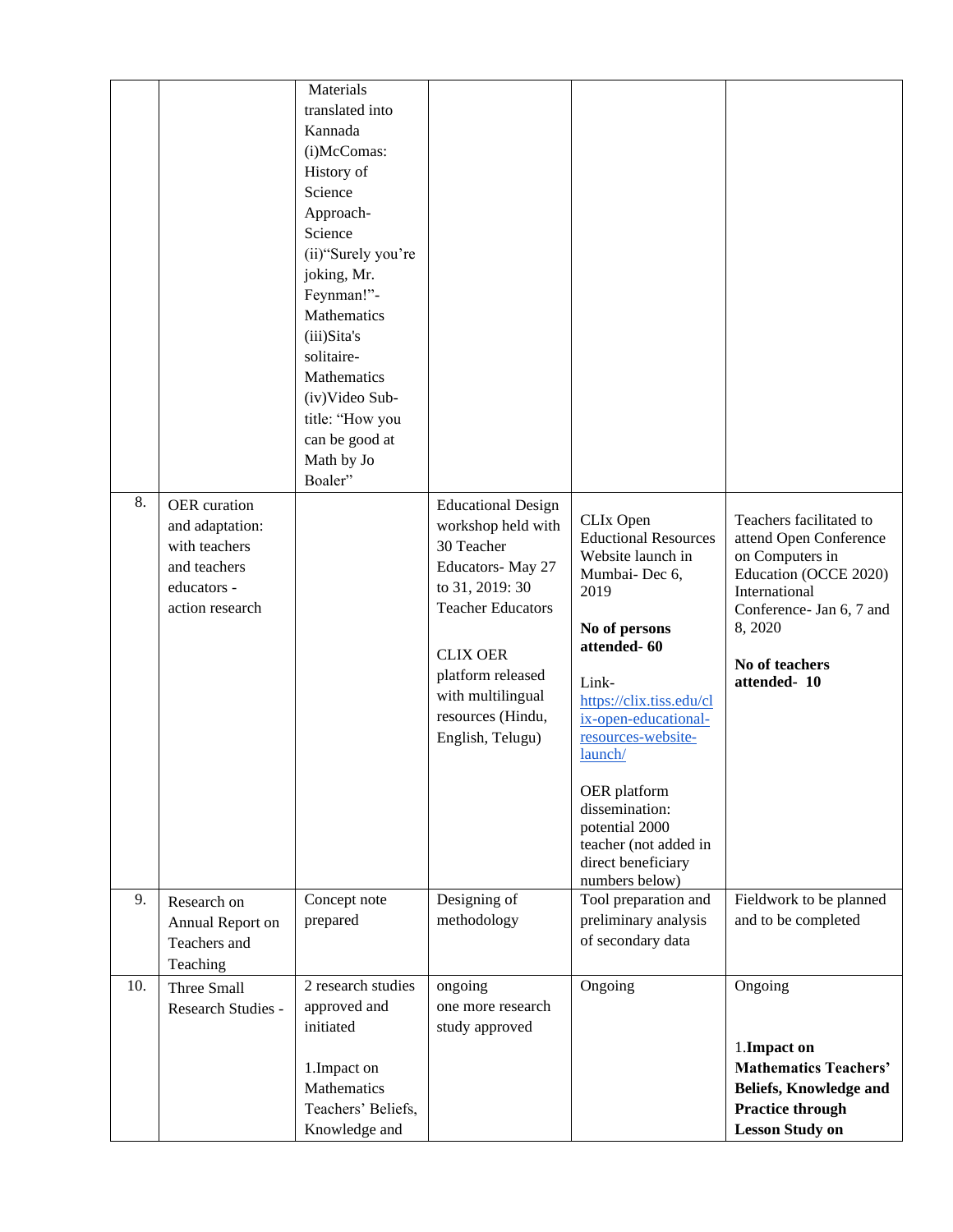| | | | | | |
|---|---|---|---|---|---|
| | | Materials translated into Kannada (i)McComas: History of Science Approach-Science (ii)"Surely you're joking, Mr. Feynman!"-Mathematics (iii)Sita's solitaire-Mathematics (iv)Video Sub-title: "How you can be good at Math by Jo Boaler" | | | |
| 8. | OER curation and adaptation: with teachers and teachers educators - action research | | Educational Design workshop held with 30 Teacher Educators- May 27 to 31, 2019: 30 Teacher Educators<br><br>CLIX OER platform released with multilingual resources (Hindu, English, Telugu) | CLIx Open Eductional Resources Website launch in Mumbai- Dec 6, 2019<br><br>**No of persons attended- 60**<br><br>Link- https://clix.tiss.edu/clix-open-educational-resources-website-launch/<br><br>OER platform dissemination: potential 2000 teacher (not added in direct beneficiary numbers below) | Teachers facilitated to attend Open Conference on Computers in Education (OCCE 2020) International Conference- Jan 6, 7 and 8, 2020<br><br>**No of teachers attended- 10** |
| 9. | Research on Annual Report on Teachers and Teaching | Concept note prepared | Designing of methodology | Tool preparation and preliminary analysis of secondary data | Fieldwork to be planned and to be completed |
| 10. | Three Small Research Studies - | 2 research studies approved and initiated<br><br>1.Impact on Mathematics Teachers' Beliefs, Knowledge and | ongoing one more research study approved | Ongoing | Ongoing<br><br>1.**Impact on Mathematics Teachers' Beliefs, Knowledge and Practice through Lesson Study on** |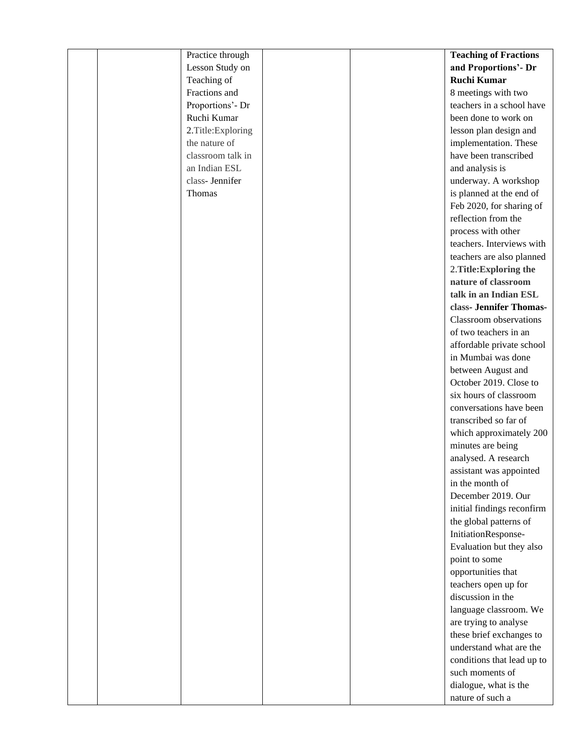| | | | | | |
|---|---|---|---|---|---|
| | | Practice through Lesson Study on Teaching of Fractions and Proportions'- Dr Ruchi Kumar<br>2.Title:Exploring the nature of classroom talk in an Indian ESL class- Jennifer Thomas | | | **Teaching of Fractions and Proportions'- Dr Ruchi Kumar**<br>8 meetings with two teachers in a school have been done to work on lesson plan design and implementation. These have been transcribed and analysis is underway. A workshop is planned at the end of Feb 2020, for sharing of reflection from the process with other teachers. Interviews with teachers are also planned<br>2.**Title:Exploring the nature of classroom talk in an Indian ESL class- Jennifer Thomas-** Classroom observations of two teachers in an affordable private school in Mumbai was done between August and October 2019. Close to six hours of classroom conversations have been transcribed so far of which approximately 200 minutes are being analysed. A research assistant was appointed in the month of December 2019. Our initial findings reconfirm the global patterns of InitiationResponse-Evaluation but they also point to some opportunities that teachers open up for discussion in the language classroom. We are trying to analyse these brief exchanges to understand what are the conditions that lead up to such moments of dialogue, what is the nature of such a |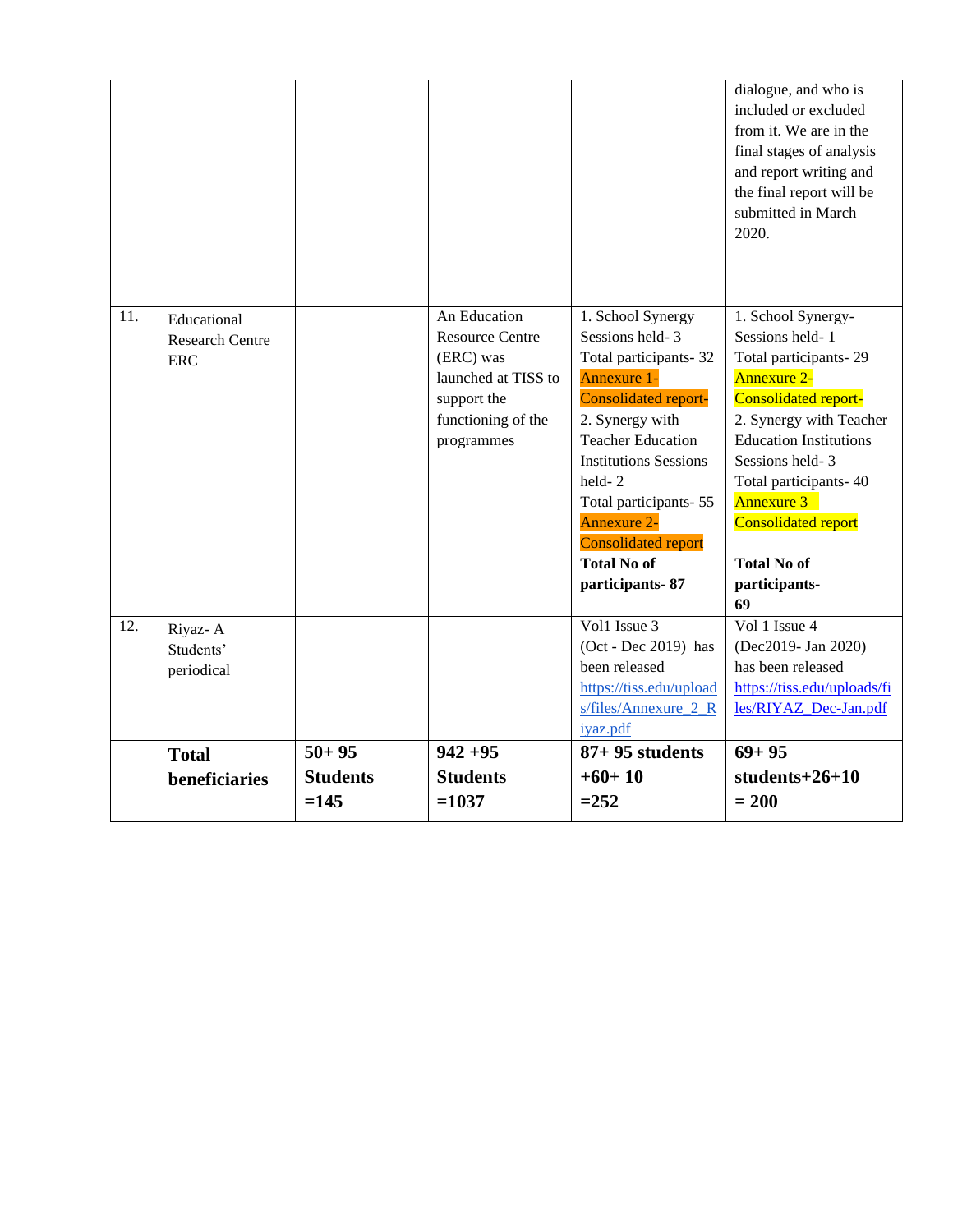| | | | | | |
|---|---|---|---|---|---|
| | | | | | dialogue, and who is included or excluded from it. We are in the final stages of analysis and report writing and the final report will be submitted in March 2020. |
| 11. | Educational Research Centre ERC | | An Education Resource Centre (ERC) was launched at TISS to support the functioning of the programmes | 1. School Synergy Sessions held- 3<br>Total participants- 32<br>Annexure 1- Consolidated report-<br>2. Synergy with Teacher Education Institutions Sessions held- 2<br>Total participants- 55<br>Annexure 2- Consolidated report<br>**Total No of participants- 87** | 1. School Synergy- Sessions held- 1<br>Total participants- 29<br>Annexure 2- Consolidated report-<br>2. Synergy with Teacher Education Institutions Sessions held- 3<br>Total participants- 40<br>Annexure 3 – Consolidated report<br><br>**Total No of participants- 69** |
| 12. | Riyaz- A Students' periodical | | | Vol1 Issue 3 (Oct - Dec 2019) has been released<br>https://tiss.edu/uploads/files/Annexure_2_Riyaz.pdf | Vol 1 Issue 4 (Dec2019- Jan 2020) has been released<br>https://tiss.edu/uploads/files/RIYAZ_Dec-Jan.pdf |
| | **Total beneficiaries** | **50+ 95 Students =145** | **942 +95 Students =1037** | **87+ 95 students +60+ 10 =252** | **69+ 95 students+26+10 = 200** |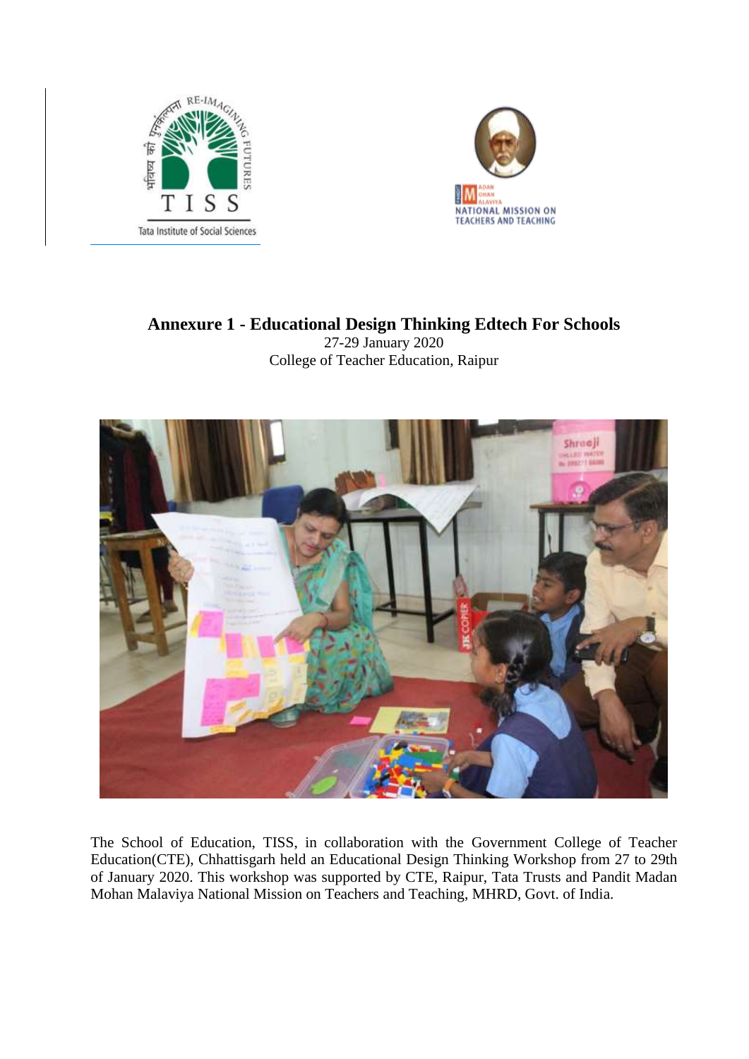## Annexure 1 - Educational Design Thinking Edtech For Schools

27-29 January 2020

College of Teacher Education, Raipur

The School of Education, TISS, in collaboration with the Government College of Teacher Education(CTE), Chhattisgarh held an Educational Design Thinking Workshop from 27 to 29th of January 2020. This workshop was supported by CTE, Raipur, Tata Trusts and Pandit Madan Mohan Malaviya National Mission on Teachers and Teaching, MHRD, Govt. of India.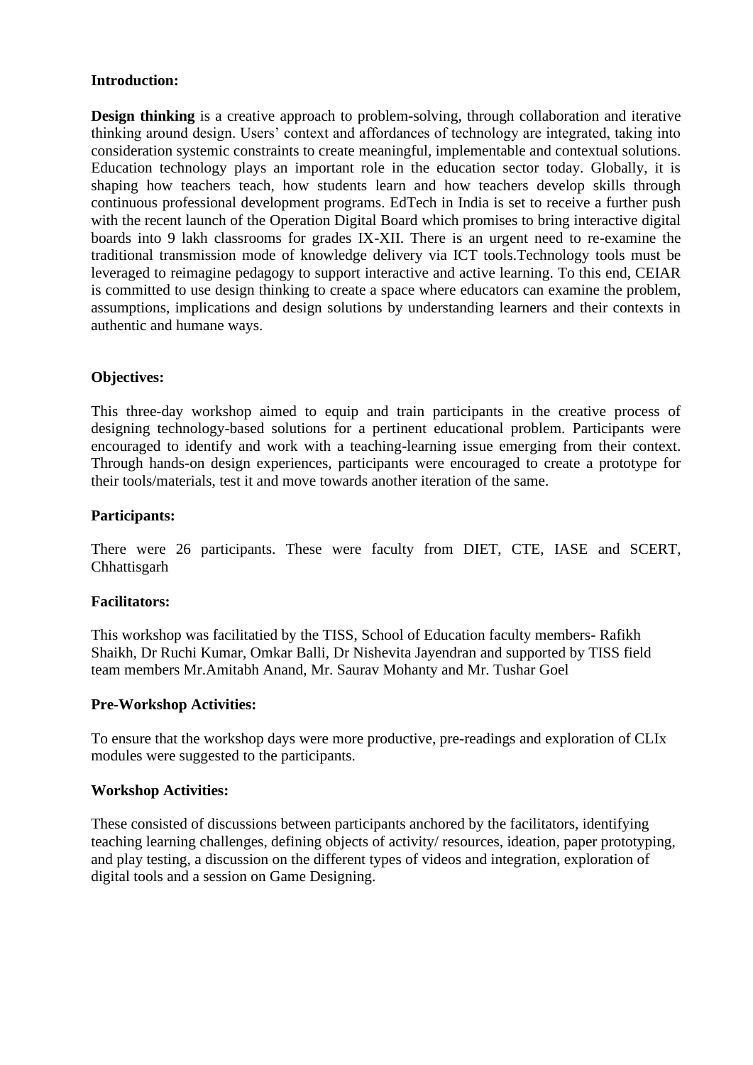**Introduction:**

**Design thinking** is a creative approach to problem-solving, through collaboration and iterative thinking around design. Users' context and affordances of technology are integrated, taking into consideration systemic constraints to create meaningful, implementable and contextual solutions. Education technology plays an important role in the education sector today. Globally, it is shaping how teachers teach, how students learn and how teachers develop skills through continuous professional development programs. EdTech in India is set to receive a further push with the recent launch of the Operation Digital Board which promises to bring interactive digital boards into 9 lakh classrooms for grades IX-XII. There is an urgent need to re-examine the traditional transmission mode of knowledge delivery via ICT tools.Technology tools must be leveraged to reimagine pedagogy to support interactive and active learning. To this end, CEIAR is committed to use design thinking to create a space where educators can examine the problem, assumptions, implications and design solutions by understanding learners and their contexts in authentic and humane ways.

**Objectives:**

This three-day workshop aimed to equip and train participants in the creative process of designing technology-based solutions for a pertinent educational problem. Participants were encouraged to identify and work with a teaching-learning issue emerging from their context. Through hands-on design experiences, participants were encouraged to create a prototype for their tools/materials, test it and move towards another iteration of the same.

**Participants:**

There were 26 participants. These were faculty from DIET, CTE, IASE and SCERT, Chhattisgarh

**Facilitators:**

This workshop was facilitatied by the TISS, School of Education faculty members- Rafikh Shaikh, Dr Ruchi Kumar, Omkar Balli, Dr Nishevita Jayendran and supported by TISS field team members Mr.Amitabh Anand, Mr. Saurav Mohanty and Mr. Tushar Goel

**Pre-Workshop Activities:**

To ensure that the workshop days were more productive, pre-readings and exploration of CLIx modules were suggested to the participants.

**Workshop Activities:**

These consisted of discussions between participants anchored by the facilitators, identifying teaching learning challenges, defining objects of activity/ resources, ideation, paper prototyping, and play testing, a discussion on the different types of videos and integration, exploration of digital tools and a session on Game Designing.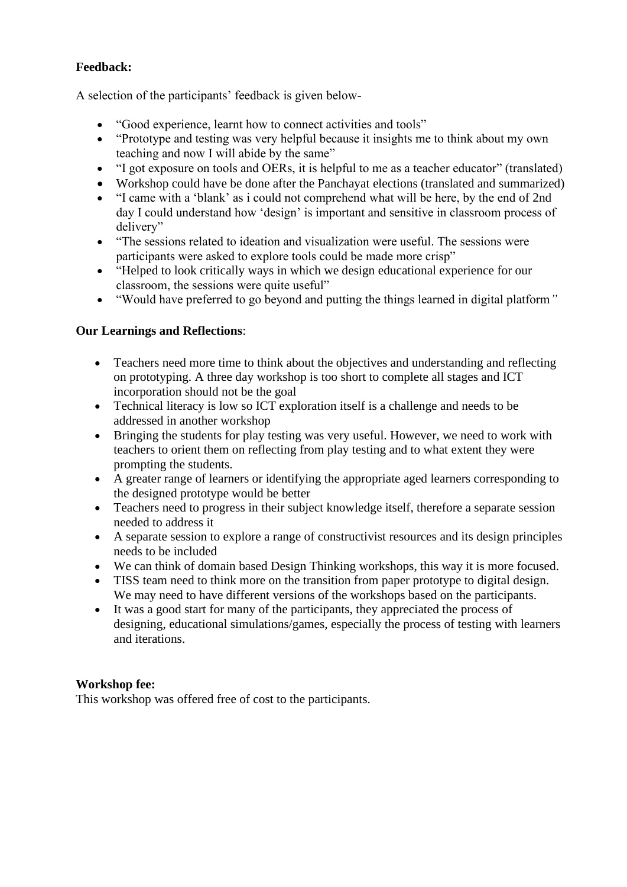**Feedback:**

A selection of the participants' feedback is given below-

- "Good experience, learnt how to connect activities and tools"
- "Prototype and testing was very helpful because it insights me to think about my own teaching and now I will abide by the same"
- "I got exposure on tools and OERs, it is helpful to me as a teacher educator" (translated)
- Workshop could have be done after the Panchayat elections (translated and summarized)
- "I came with a 'blank' as i could not comprehend what will be here, by the end of 2nd day I could understand how 'design' is important and sensitive in classroom process of delivery"
- "The sessions related to ideation and visualization were useful. The sessions were participants were asked to explore tools could be made more crisp"
- "Helped to look critically ways in which we design educational experience for our classroom, the sessions were quite useful"
- "Would have preferred to go beyond and putting the things learned in digital platform"

**Our Learnings and Reflections**:

- Teachers need more time to think about the objectives and understanding and reflecting on prototyping. A three day workshop is too short to complete all stages and ICT incorporation should not be the goal
- Technical literacy is low so ICT exploration itself is a challenge and needs to be addressed in another workshop
- Bringing the students for play testing was very useful. However, we need to work with teachers to orient them on reflecting from play testing and to what extent they were prompting the students.
- A greater range of learners or identifying the appropriate aged learners corresponding to the designed prototype would be better
- Teachers need to progress in their subject knowledge itself, therefore a separate session needed to address it
- A separate session to explore a range of constructivist resources and its design principles needs to be included
- We can think of domain based Design Thinking workshops, this way it is more focused.
- TISS team need to think more on the transition from paper prototype to digital design. We may need to have different versions of the workshops based on the participants.
- It was a good start for many of the participants, they appreciated the process of designing, educational simulations/games, especially the process of testing with learners and iterations.

**Workshop fee:**

This workshop was offered free of cost to the participants.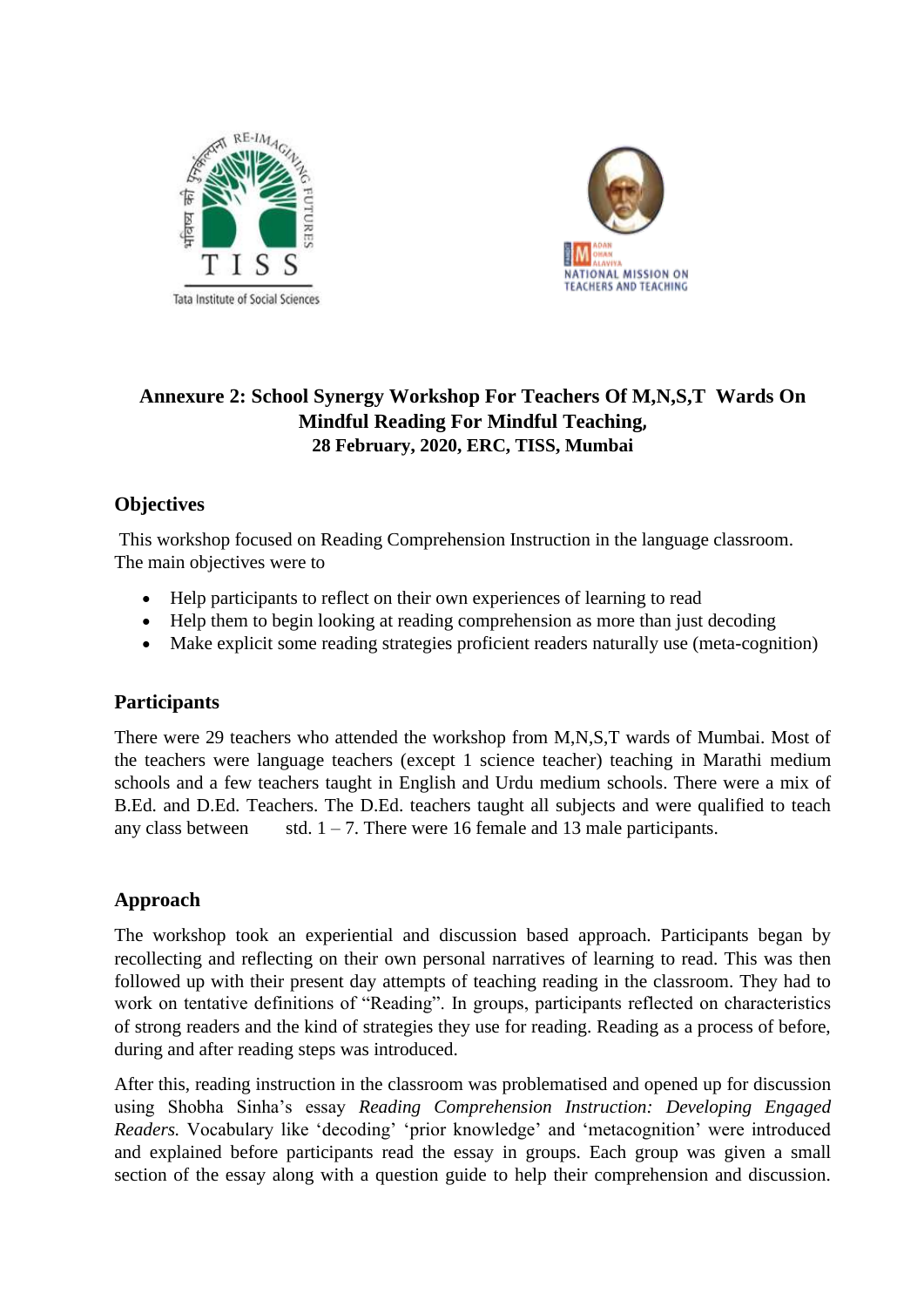**Annexure 2: School Synergy Workshop For Teachers Of M,N,S,T Wards On Mindful Reading For Mindful Teaching,**
**28 February, 2020, ERC, TISS, Mumbai**

## Objectives

This workshop focused on Reading Comprehension Instruction in the language classroom. The main objectives were to

- Help participants to reflect on their own experiences of learning to read
- Help them to begin looking at reading comprehension as more than just decoding
- Make explicit some reading strategies proficient readers naturally use (meta-cognition)

## Participants

There were 29 teachers who attended the workshop from M,N,S,T wards of Mumbai. Most of the teachers were language teachers (except 1 science teacher) teaching in Marathi medium schools and a few teachers taught in English and Urdu medium schools. There were a mix of B.Ed. and D.Ed. Teachers. The D.Ed. teachers taught all subjects and were qualified to teach any class between std. 1 – 7. There were 16 female and 13 male participants.

## Approach

The workshop took an experiential and discussion based approach. Participants began by recollecting and reflecting on their own personal narratives of learning to read. This was then followed up with their present day attempts of teaching reading in the classroom. They had to work on tentative definitions of "Reading". In groups, participants reflected on characteristics of strong readers and the kind of strategies they use for reading. Reading as a process of before, during and after reading steps was introduced.

After this, reading instruction in the classroom was problematised and opened up for discussion using Shobha Sinha's essay *Reading Comprehension Instruction: Developing Engaged Readers.* Vocabulary like 'decoding' 'prior knowledge' and 'metacognition' were introduced and explained before participants read the essay in groups. Each group was given a small section of the essay along with a question guide to help their comprehension and discussion.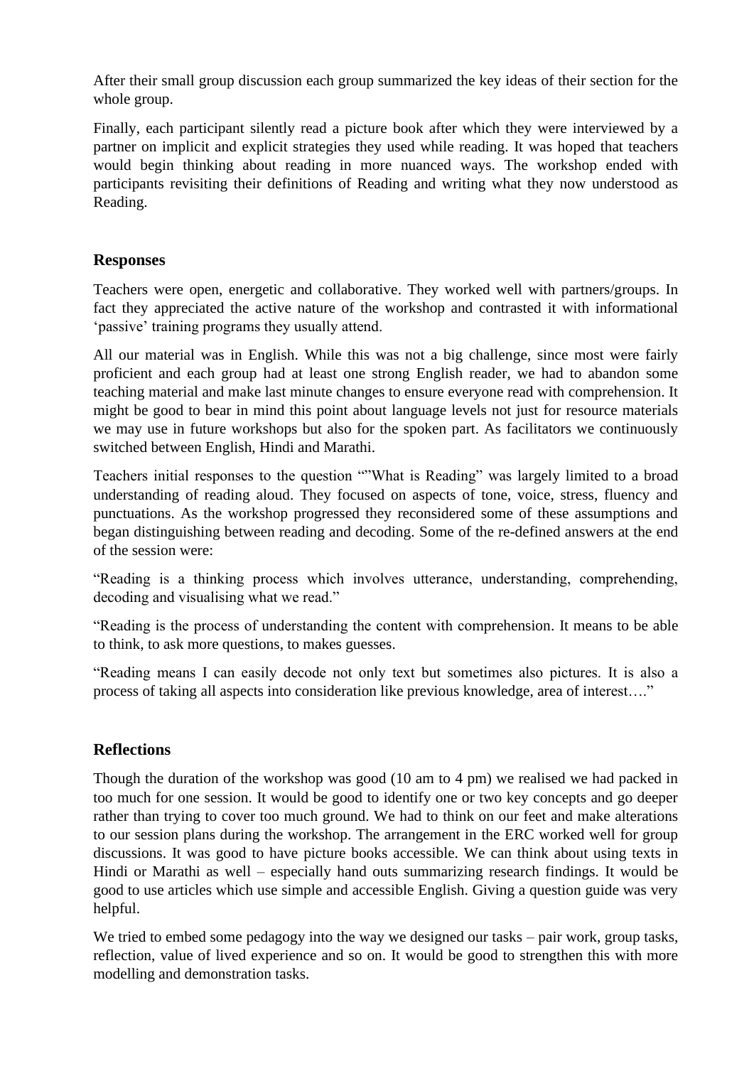After their small group discussion each group summarized the key ideas of their section for the whole group.

Finally, each participant silently read a picture book after which they were interviewed by a partner on implicit and explicit strategies they used while reading. It was hoped that teachers would begin thinking about reading in more nuanced ways. The workshop ended with participants revisiting their definitions of Reading and writing what they now understood as Reading.

## Responses

Teachers were open, energetic and collaborative. They worked well with partners/groups. In fact they appreciated the active nature of the workshop and contrasted it with informational 'passive' training programs they usually attend.

All our material was in English. While this was not a big challenge, since most were fairly proficient and each group had at least one strong English reader, we had to abandon some teaching material and make last minute changes to ensure everyone read with comprehension. It might be good to bear in mind this point about language levels not just for resource materials we may use in future workshops but also for the spoken part. As facilitators we continuously switched between English, Hindi and Marathi.

Teachers initial responses to the question ""What is Reading" was largely limited to a broad understanding of reading aloud. They focused on aspects of tone, voice, stress, fluency and punctuations. As the workshop progressed they reconsidered some of these assumptions and began distinguishing between reading and decoding. Some of the re-defined answers at the end of the session were:

"Reading is a thinking process which involves utterance, understanding, comprehending, decoding and visualising what we read."

"Reading is the process of understanding the content with comprehension. It means to be able to think, to ask more questions, to makes guesses.

"Reading means I can easily decode not only text but sometimes also pictures. It is also a process of taking all aspects into consideration like previous knowledge, area of interest…."

## Reflections

Though the duration of the workshop was good (10 am to 4 pm) we realised we had packed in too much for one session. It would be good to identify one or two key concepts and go deeper rather than trying to cover too much ground. We had to think on our feet and make alterations to our session plans during the workshop. The arrangement in the ERC worked well for group discussions. It was good to have picture books accessible. We can think about using texts in Hindi or Marathi as well – especially hand outs summarizing research findings. It would be good to use articles which use simple and accessible English. Giving a question guide was very helpful.

We tried to embed some pedagogy into the way we designed our tasks – pair work, group tasks, reflection, value of lived experience and so on. It would be good to strengthen this with more modelling and demonstration tasks.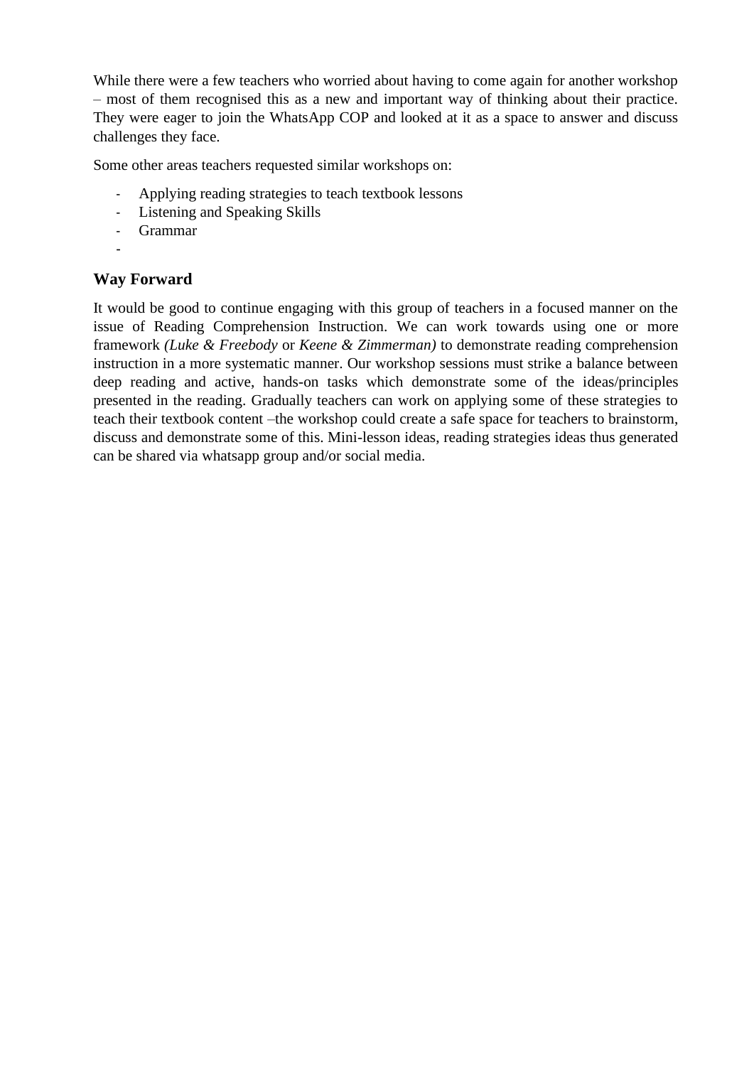While there were a few teachers who worried about having to come again for another workshop – most of them recognised this as a new and important way of thinking about their practice. They were eager to join the WhatsApp COP and looked at it as a space to answer and discuss challenges they face.

Some other areas teachers requested similar workshops on:

- Applying reading strategies to teach textbook lessons
- Listening and Speaking Skills
- Grammar
-

## Way Forward

It would be good to continue engaging with this group of teachers in a focused manner on the issue of Reading Comprehension Instruction. We can work towards using one or more framework *(Luke & Freebody* or *Keene & Zimmerman)* to demonstrate reading comprehension instruction in a more systematic manner. Our workshop sessions must strike a balance between deep reading and active, hands-on tasks which demonstrate some of the ideas/principles presented in the reading. Gradually teachers can work on applying some of these strategies to teach their textbook content –the workshop could create a safe space for teachers to brainstorm, discuss and demonstrate some of this. Mini-lesson ideas, reading strategies ideas thus generated can be shared via whatsapp group and/or social media.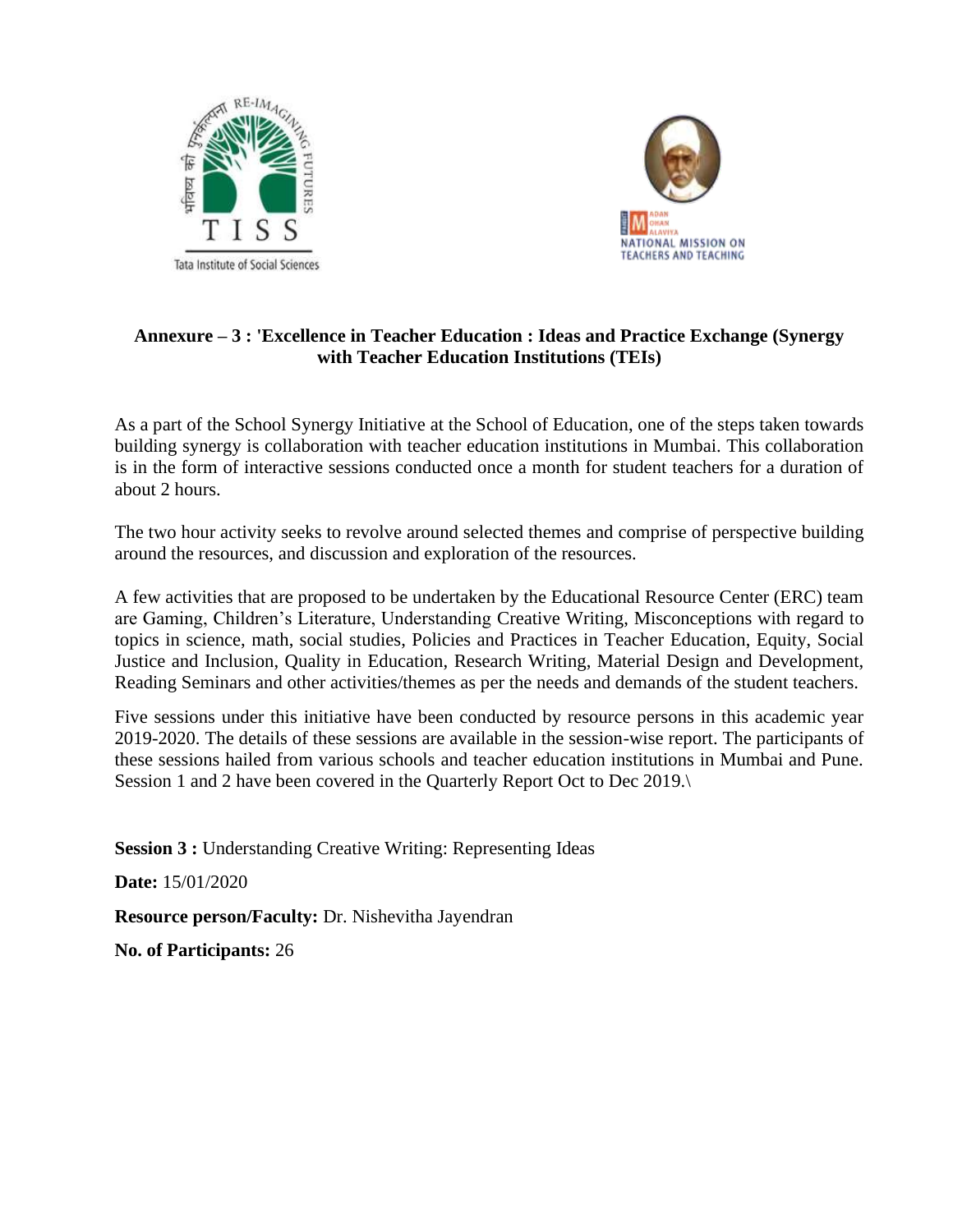## Annexure – 3 : 'Excellence in Teacher Education : Ideas and Practice Exchange (Synergy with Teacher Education Institutions (TEIs)

As a part of the School Synergy Initiative at the School of Education, one of the steps taken towards building synergy is collaboration with teacher education institutions in Mumbai. This collaboration is in the form of interactive sessions conducted once a month for student teachers for a duration of about 2 hours.

The two hour activity seeks to revolve around selected themes and comprise of perspective building around the resources, and discussion and exploration of the resources.

A few activities that are proposed to be undertaken by the Educational Resource Center (ERC) team are Gaming, Children's Literature, Understanding Creative Writing, Misconceptions with regard to topics in science, math, social studies, Policies and Practices in Teacher Education, Equity, Social Justice and Inclusion, Quality in Education, Research Writing, Material Design and Development, Reading Seminars and other activities/themes as per the needs and demands of the student teachers.

Five sessions under this initiative have been conducted by resource persons in this academic year 2019-2020. The details of these sessions are available in the session-wise report. The participants of these sessions hailed from various schools and teacher education institutions in Mumbai and Pune. Session 1 and 2 have been covered in the Quarterly Report Oct to Dec 2019.\

**Session 3 :** Understanding Creative Writing: Representing Ideas

**Date:** 15/01/2020

**Resource person/Faculty:** Dr. Nishevitha Jayendran

**No. of Participants:** 26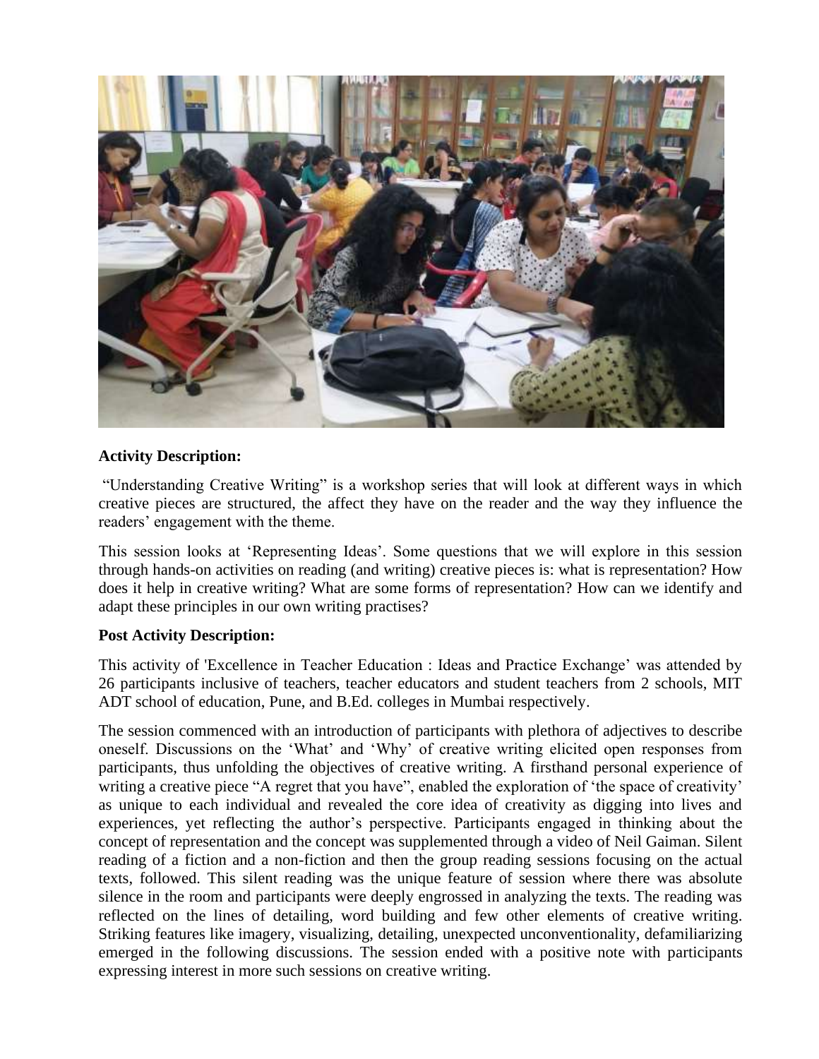**Activity Description:**

"Understanding Creative Writing" is a workshop series that will look at different ways in which creative pieces are structured, the affect they have on the reader and the way they influence the readers' engagement with the theme.

This session looks at 'Representing Ideas'. Some questions that we will explore in this session through hands-on activities on reading (and writing) creative pieces is: what is representation? How does it help in creative writing? What are some forms of representation? How can we identify and adapt these principles in our own writing practises?

**Post Activity Description:**

This activity of 'Excellence in Teacher Education : Ideas and Practice Exchange' was attended by 26 participants inclusive of teachers, teacher educators and student teachers from 2 schools, MIT ADT school of education, Pune, and B.Ed. colleges in Mumbai respectively.

The session commenced with an introduction of participants with plethora of adjectives to describe oneself. Discussions on the 'What' and 'Why' of creative writing elicited open responses from participants, thus unfolding the objectives of creative writing. A firsthand personal experience of writing a creative piece "A regret that you have", enabled the exploration of 'the space of creativity' as unique to each individual and revealed the core idea of creativity as digging into lives and experiences, yet reflecting the author's perspective. Participants engaged in thinking about the concept of representation and the concept was supplemented through a video of Neil Gaiman. Silent reading of a fiction and a non-fiction and then the group reading sessions focusing on the actual texts, followed. This silent reading was the unique feature of session where there was absolute silence in the room and participants were deeply engrossed in analyzing the texts. The reading was reflected on the lines of detailing, word building and few other elements of creative writing. Striking features like imagery, visualizing, detailing, unexpected unconventionality, defamiliarizing emerged in the following discussions. The session ended with a positive note with participants expressing interest in more such sessions on creative writing.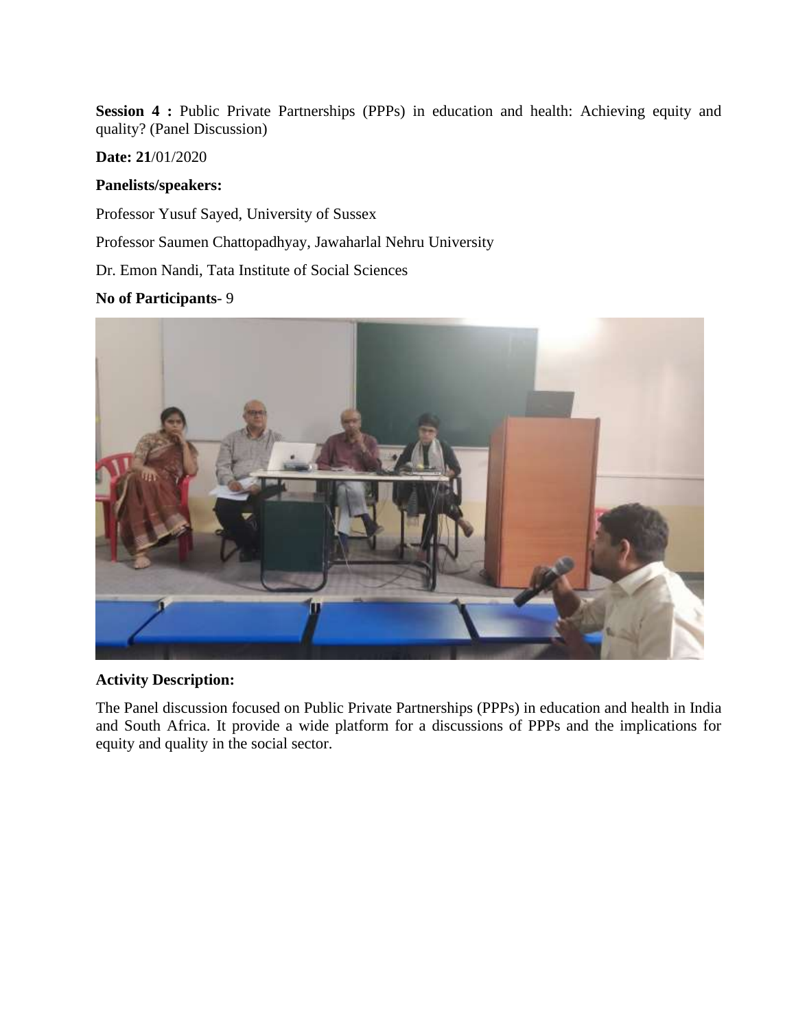**Session 4 :** Public Private Partnerships (PPPs) in education and health: Achieving equity and quality? (Panel Discussion)

**Date: 21**/01/2020

**Panelists/speakers:**

Professor Yusuf Sayed, University of Sussex

Professor Saumen Chattopadhyay, Jawaharlal Nehru University

Dr. Emon Nandi, Tata Institute of Social Sciences

**No of Participants**- 9

**Activity Description:**

The Panel discussion focused on Public Private Partnerships (PPPs) in education and health in India and South Africa. It provide a wide platform for a discussions of PPPs and the implications for equity and quality in the social sector.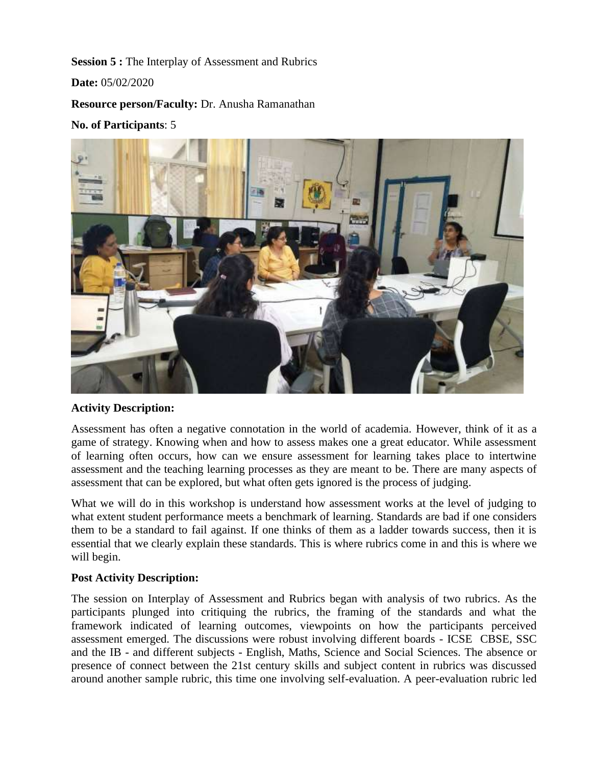**Session 5 :** The Interplay of Assessment and Rubrics

**Date:** 05/02/2020

**Resource person/Faculty:** Dr. Anusha Ramanathan

**No. of Participants**: 5

**Activity Description:**

Assessment has often a negative connotation in the world of academia. However, think of it as a game of strategy. Knowing when and how to assess makes one a great educator. While assessment of learning often occurs, how can we ensure assessment for learning takes place to intertwine assessment and the teaching learning processes as they are meant to be. There are many aspects of assessment that can be explored, but what often gets ignored is the process of judging.

What we will do in this workshop is understand how assessment works at the level of judging to what extent student performance meets a benchmark of learning. Standards are bad if one considers them to be a standard to fail against. If one thinks of them as a ladder towards success, then it is essential that we clearly explain these standards. This is where rubrics come in and this is where we will begin.

**Post Activity Description:**

The session on Interplay of Assessment and Rubrics began with analysis of two rubrics. As the participants plunged into critiquing the rubrics, the framing of the standards and what the framework indicated of learning outcomes, viewpoints on how the participants perceived assessment emerged. The discussions were robust involving different boards - ICSE CBSE, SSC and the IB - and different subjects - English, Maths, Science and Social Sciences. The absence or presence of connect between the 21st century skills and subject content in rubrics was discussed around another sample rubric, this time one involving self-evaluation. A peer-evaluation rubric led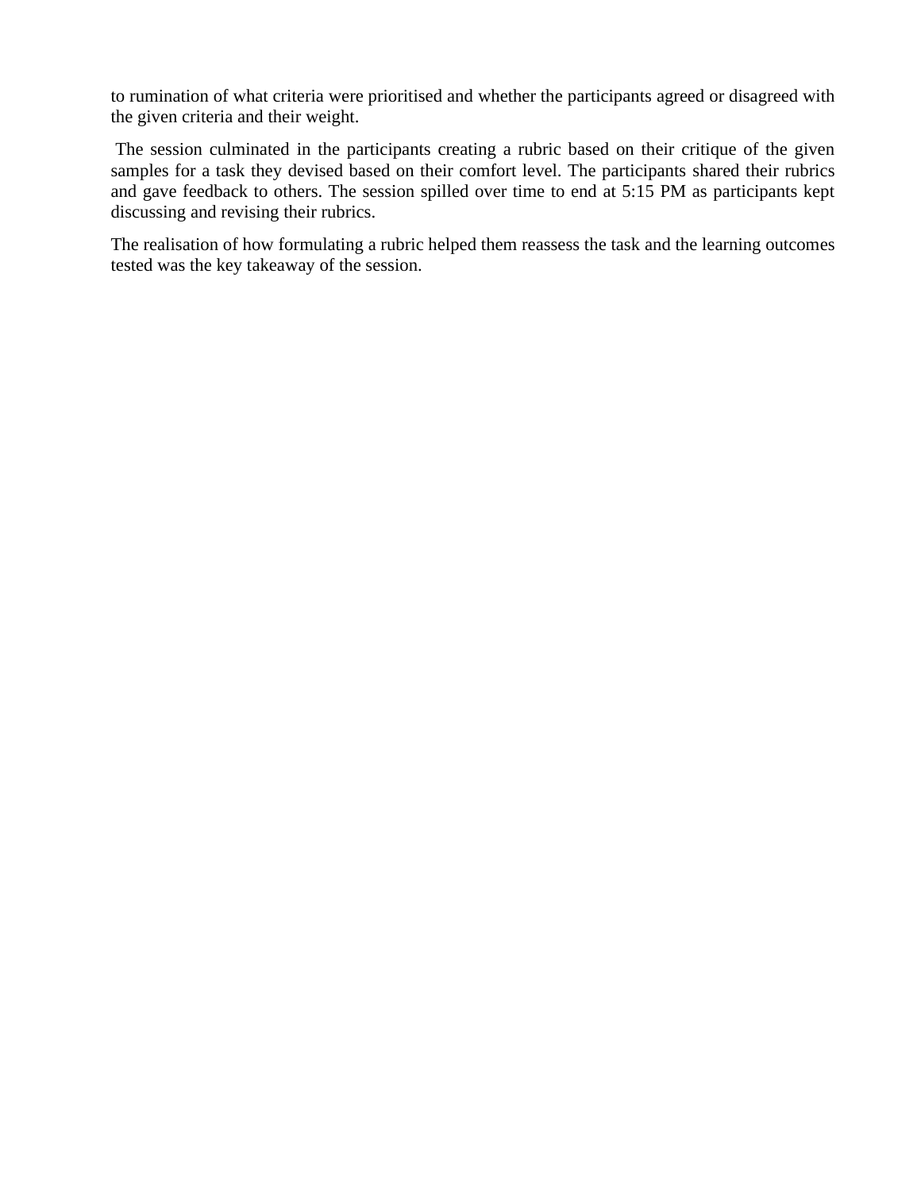to rumination of what criteria were prioritised and whether the participants agreed or disagreed with the given criteria and their weight.

The session culminated in the participants creating a rubric based on their critique of the given samples for a task they devised based on their comfort level. The participants shared their rubrics and gave feedback to others. The session spilled over time to end at 5:15 PM as participants kept discussing and revising their rubrics.

The realisation of how formulating a rubric helped them reassess the task and the learning outcomes tested was the key takeaway of the session.